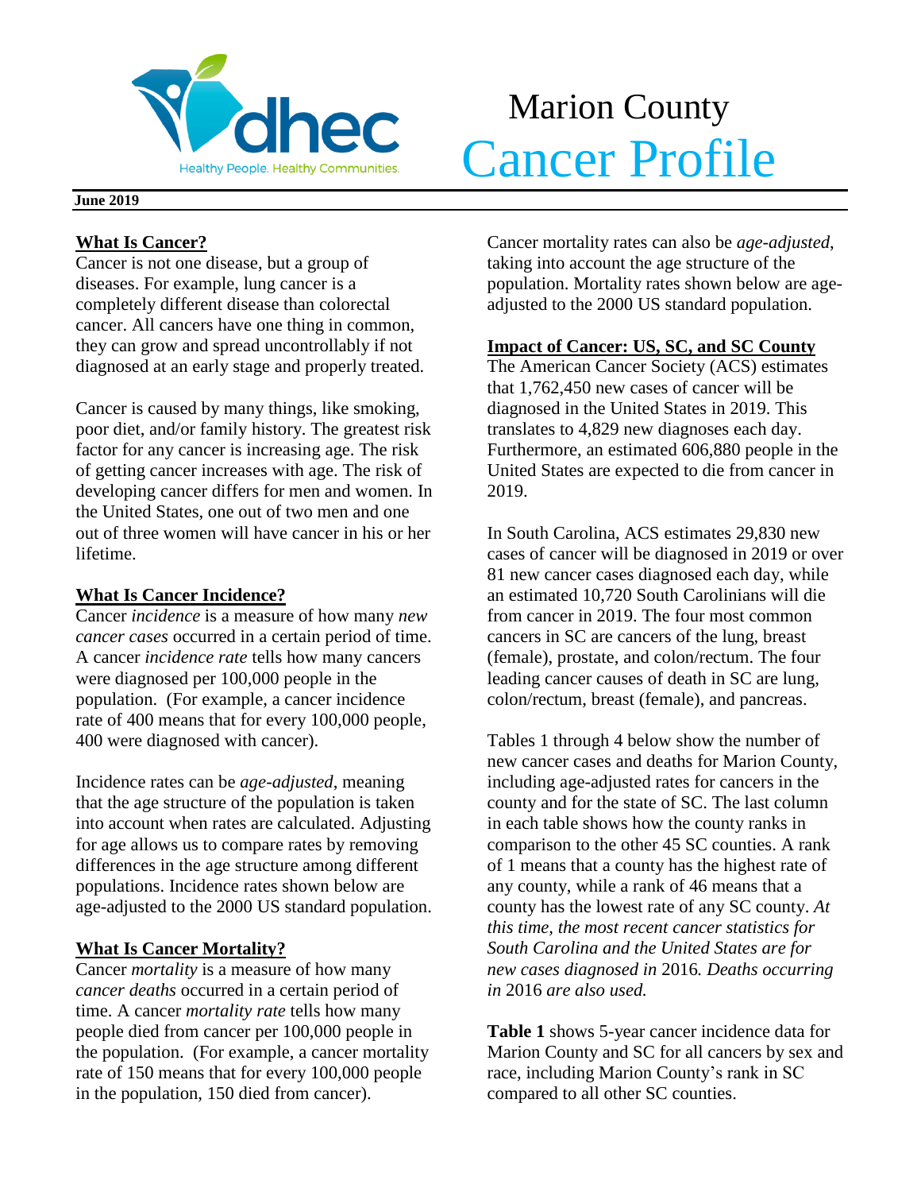# Marion County Cancer Profile

**June 2019**

## What Is Cancer?

Cancer is not one disease, but a group of diseases. For example, lung cancer is a completely different disease than colorectal cancer. All cancers have one thing in common, they can grow and spread uncontrollably if not diagnosed at an early stage and properly treated.

Cancer is caused by many things, like smoking, poor diet, and/or family history. The greatest risk factor for any cancer is increasing age. The risk of getting cancer increases with age. The risk of developing cancer differs for men and women. In the United States, one out of two men and one out of three women will have cancer in his or her lifetime.

## What Is Cancer Incidence?

Cancer *incidence* is a measure of how many *new cancer cases* occurred in a certain period of time. A cancer *incidence rate* tells how many cancers were diagnosed per 100,000 people in the population. (For example, a cancer incidence rate of 400 means that for every 100,000 people, 400 were diagnosed with cancer).

Incidence rates can be *age-adjusted*, meaning that the age structure of the population is taken into account when rates are calculated. Adjusting for age allows us to compare rates by removing differences in the age structure among different populations. Incidence rates shown below are age-adjusted to the 2000 US standard population.

## What Is Cancer Mortality?

Cancer *mortality* is a measure of how many *cancer deaths* occurred in a certain period of time. A cancer *mortality rate* tells how many people died from cancer per 100,000 people in the population. (For example, a cancer mortality rate of 150 means that for every 100,000 people in the population, 150 died from cancer).

Cancer mortality rates can also be *age-adjusted*, taking into account the age structure of the population. Mortality rates shown below are age-adjusted to the 2000 US standard population.

## Impact of Cancer: US, SC, and SC County

The American Cancer Society (ACS) estimates that 1,762,450 new cases of cancer will be diagnosed in the United States in 2019. This translates to 4,829 new diagnoses each day. Furthermore, an estimated 606,880 people in the United States are expected to die from cancer in 2019.

In South Carolina, ACS estimates 29,830 new cases of cancer will be diagnosed in 2019 or over 81 new cancer cases diagnosed each day, while an estimated 10,720 South Carolinians will die from cancer in 2019. The four most common cancers in SC are cancers of the lung, breast (female), prostate, and colon/rectum. The four leading cancer causes of death in SC are lung, colon/rectum, breast (female), and pancreas.

Tables 1 through 4 below show the number of new cancer cases and deaths for Marion County, including age-adjusted rates for cancers in the county and for the state of SC. The last column in each table shows how the county ranks in comparison to the other 45 SC counties. A rank of 1 means that a county has the highest rate of any county, while a rank of 46 means that a county has the lowest rate of any SC county. *At this time, the most recent cancer statistics for South Carolina and the United States are for new cases diagnosed in* 2016*. Deaths occurring in* 2016 *are also used.*

**Table 1** shows 5-year cancer incidence data for Marion County and SC for all cancers by sex and race, including Marion County's rank in SC compared to all other SC counties.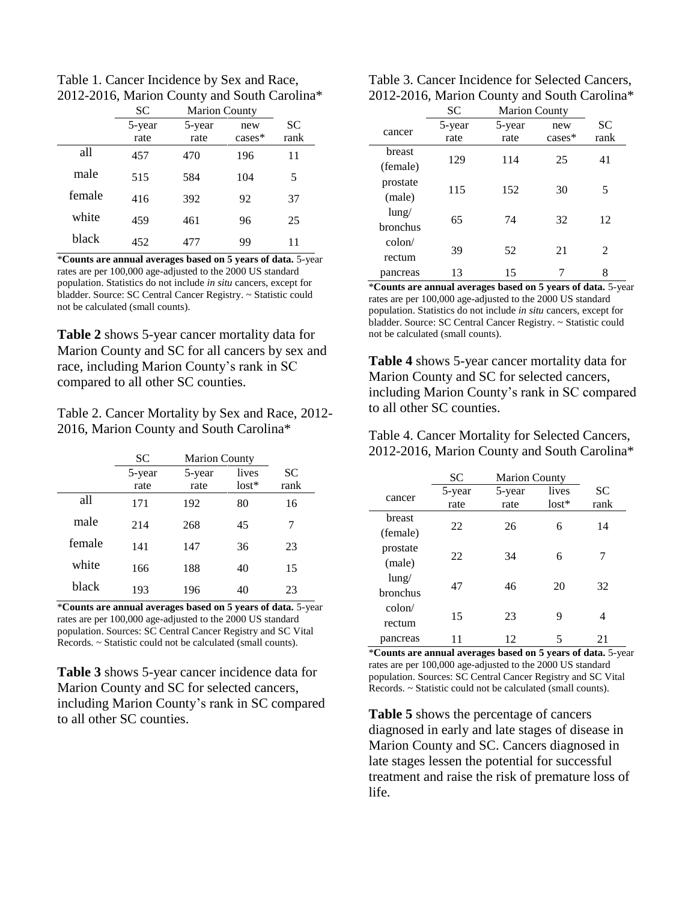Table 1. Cancer Incidence by Sex and Race, 2012-2016, Marion County and South Carolina*

| | SC | Marion County | | |
|---|---|---|---|---|
| | 5-year rate | 5-year rate | new cases* | SC rank |
| all | 457 | 470 | 196 | 11 |
| male | 515 | 584 | 104 | 5 |
| female | 416 | 392 | 92 | 37 |
| white | 459 | 461 | 96 | 25 |
| black | 452 | 477 | 99 | 11 |

***Counts are annual averages based on 5 years of data.** 5-year rates are per 100,000 age-adjusted to the 2000 US standard population. Statistics do not include *in situ* cancers, except for bladder. Source: SC Central Cancer Registry. ~ Statistic could not be calculated (small counts).

**Table 2** shows 5-year cancer mortality data for Marion County and SC for all cancers by sex and race, including Marion County's rank in SC compared to all other SC counties.

Table 2. Cancer Mortality by Sex and Race, 2012-2016, Marion County and South Carolina*

| | SC | Marion County | | |
|---|---|---|---|---|
| | 5-year rate | 5-year rate | lives lost* | SC rank |
| all | 171 | 192 | 80 | 16 |
| male | 214 | 268 | 45 | 7 |
| female | 141 | 147 | 36 | 23 |
| white | 166 | 188 | 40 | 15 |
| black | 193 | 196 | 40 | 23 |

***Counts are annual averages based on 5 years of data.** 5-year rates are per 100,000 age-adjusted to the 2000 US standard population. Sources: SC Central Cancer Registry and SC Vital Records. ~ Statistic could not be calculated (small counts).

**Table 3** shows 5-year cancer incidence data for Marion County and SC for selected cancers, including Marion County's rank in SC compared to all other SC counties.

Table 3. Cancer Incidence for Selected Cancers, 2012-2016, Marion County and South Carolina*

| | SC | Marion County | | |
|---|---|---|---|---|
| cancer | 5-year rate | 5-year rate | new cases* | SC rank |
| breast (female) | 129 | 114 | 25 | 41 |
| prostate (male) | 115 | 152 | 30 | 5 |
| lung/ bronchus | 65 | 74 | 32 | 12 |
| colon/ rectum | 39 | 52 | 21 | 2 |
| pancreas | 13 | 15 | 7 | 8 |

***Counts are annual averages based on 5 years of data.** 5-year rates are per 100,000 age-adjusted to the 2000 US standard population. Statistics do not include *in situ* cancers, except for bladder. Source: SC Central Cancer Registry. ~ Statistic could not be calculated (small counts).

**Table 4** shows 5-year cancer mortality data for Marion County and SC for selected cancers, including Marion County's rank in SC compared to all other SC counties.

Table 4. Cancer Mortality for Selected Cancers, 2012-2016, Marion County and South Carolina*

| | SC | Marion County | | |
|---|---|---|---|---|
| cancer | 5-year rate | 5-year rate | lives lost* | SC rank |
| breast (female) | 22 | 26 | 6 | 14 |
| prostate (male) | 22 | 34 | 6 | 7 |
| lung/ bronchus | 47 | 46 | 20 | 32 |
| colon/ rectum | 15 | 23 | 9 | 4 |
| pancreas | 11 | 12 | 5 | 21 |

***Counts are annual averages based on 5 years of data.** 5-year rates are per 100,000 age-adjusted to the 2000 US standard population. Sources: SC Central Cancer Registry and SC Vital Records. ~ Statistic could not be calculated (small counts).

**Table 5** shows the percentage of cancers diagnosed in early and late stages of disease in Marion County and SC. Cancers diagnosed in late stages lessen the potential for successful treatment and raise the risk of premature loss of life.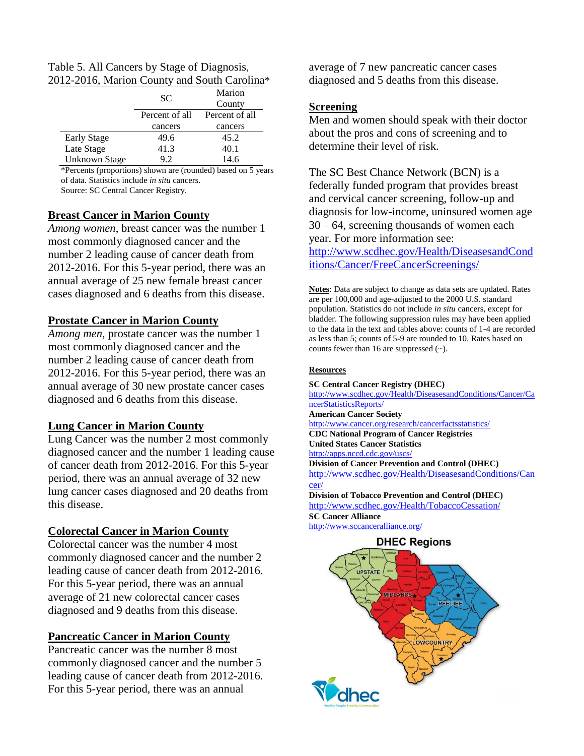Table 5. All Cancers by Stage of Diagnosis, 2012-2016, Marion County and South Carolina*

| | SC | Marion County |
|---|---|---|
| | Percent of all cancers | Percent of all cancers |
| Early Stage | 49.6 | 45.2 |
| Late Stage | 41.3 | 40.1 |
| Unknown Stage | 9.2 | 14.6 |

*Percents (proportions) shown are (rounded) based on 5 years of data. Statistics include *in situ* cancers.
Source: SC Central Cancer Registry.

## Breast Cancer in Marion County

*Among women*, breast cancer was the number 1 most commonly diagnosed cancer and the number 2 leading cause of cancer death from 2012-2016. For this 5-year period, there was an annual average of 25 new female breast cancer cases diagnosed and 6 deaths from this disease.

## Prostate Cancer in Marion County

*Among men*, prostate cancer was the number 1 most commonly diagnosed cancer and the number 2 leading cause of cancer death from 2012-2016. For this 5-year period, there was an annual average of 30 new prostate cancer cases diagnosed and 6 deaths from this disease.

## Lung Cancer in Marion County

Lung Cancer was the number 2 most commonly diagnosed cancer and the number 1 leading cause of cancer death from 2012-2016. For this 5-year period, there was an annual average of 32 new lung cancer cases diagnosed and 20 deaths from this disease.

## Colorectal Cancer in Marion County

Colorectal cancer was the number 4 most commonly diagnosed cancer and the number 2 leading cause of cancer death from 2012-2016. For this 5-year period, there was an annual average of 21 new colorectal cancer cases diagnosed and 9 deaths from this disease.

## Pancreatic Cancer in Marion County

Pancreatic cancer was the number 8 most commonly diagnosed cancer and the number 5 leading cause of cancer death from 2012-2016. For this 5-year period, there was an annual average of 7 new pancreatic cancer cases diagnosed and 5 deaths from this disease.

## Screening

Men and women should speak with their doctor about the pros and cons of screening and to determine their level of risk.

The SC Best Chance Network (BCN) is a federally funded program that provides breast and cervical cancer screening, follow-up and diagnosis for low-income, uninsured women age 30 – 64, screening thousands of women each year. For more information see: http://www.scdhec.gov/Health/DiseasesandConditions/Cancer/FreeCancerScreenings/

**Notes**: Data are subject to change as data sets are updated. Rates are per 100,000 and age-adjusted to the 2000 U.S. standard population. Statistics do not include *in situ* cancers, except for bladder. The following suppression rules may have been applied to the data in the text and tables above: counts of 1-4 are recorded as less than 5; counts of 5-9 are rounded to 10. Rates based on counts fewer than 16 are suppressed (~).

**Resources**

**SC Central Cancer Registry (DHEC)**
http://www.scdhec.gov/Health/DiseasesandConditions/Cancer/CancerStatisticsReports/

**American Cancer Society**
http://www.cancer.org/research/cancerfactsstatistics/

**CDC National Program of Cancer Registries**
**United States Cancer Statistics**
http://apps.nccd.cdc.gov/uscs/

**Division of Cancer Prevention and Control (DHEC)**
http://www.scdhec.gov/Health/DiseasesandConditions/Cancer/

**Division of Tobacco Prevention and Control (DHEC)**
http://www.scdhec.gov/Health/TobaccoCessation/

**SC Cancer Alliance**
http://www.sccanceralliance.org/

DHEC Regions

UPSTATE
MIDLANDS
PEE DEE
LOWCOUNTRY

dhec
Healthy People Healthy Communities